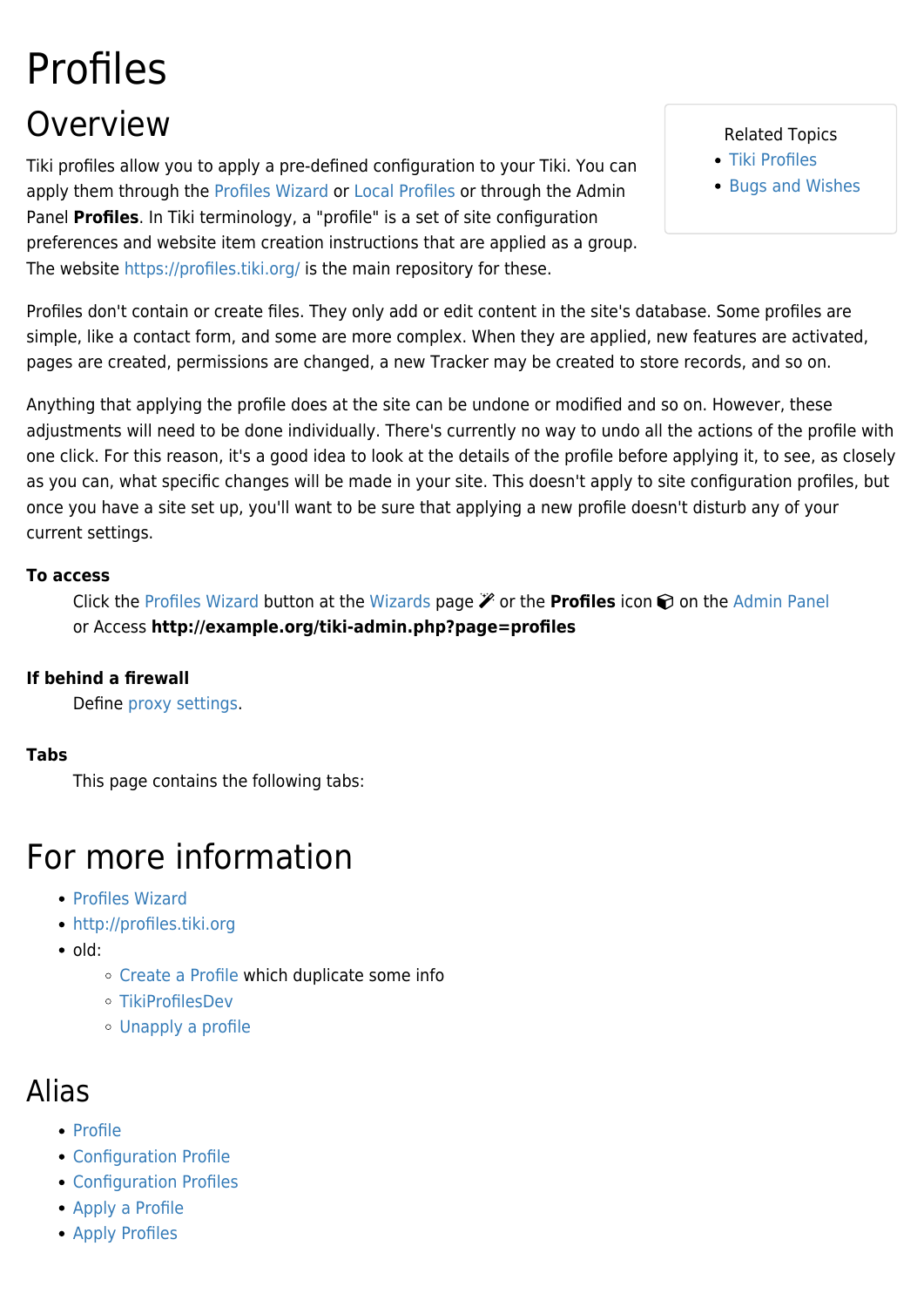# Profiles

## Overview

Related Topics

- Tiki Profiles
- Bugs and Wishes

Tiki profiles allow you to apply a pre-defined configuration to your Tiki. You can apply them through the Profiles Wizard or Local Profiles or through the Admin Panel **Profiles**. In Tiki terminology, a "profile" is a set of site configuration preferences and website item creation instructions that are applied as a group. The website https://profiles.tiki.org/ is the main repository for these.

Profiles don't contain or create files. They only add or edit content in the site's database. Some profiles are simple, like a contact form, and some are more complex. When they are applied, new features are activated, pages are created, permissions are changed, a new Tracker may be created to store records, and so on.

Anything that applying the profile does at the site can be undone or modified and so on. However, these adjustments will need to be done individually. There's currently no way to undo all the actions of the profile with one click. For this reason, it's a good idea to look at the details of the profile before applying it, to see, as closely as you can, what specific changes will be made in your site. This doesn't apply to site configuration profiles, but once you have a site set up, you'll want to be sure that applying a new profile doesn't disturb any of your current settings.

**To access**

Click the Profiles Wizard button at the Wizards page or the **Profiles** icon on the Admin Panel or Access **http://example.org/tiki-admin.php?page=profiles**

**If behind a firewall**

Define proxy settings.

**Tabs**

This page contains the following tabs:

## For more information

- Profiles Wizard
- http://profiles.tiki.org
- old:
  - Create a Profile which duplicate some info
  - TikiProfilesDev
  - Unapply a profile

## Alias

- Profile
- Configuration Profile
- Configuration Profiles
- Apply a Profile
- Apply Profiles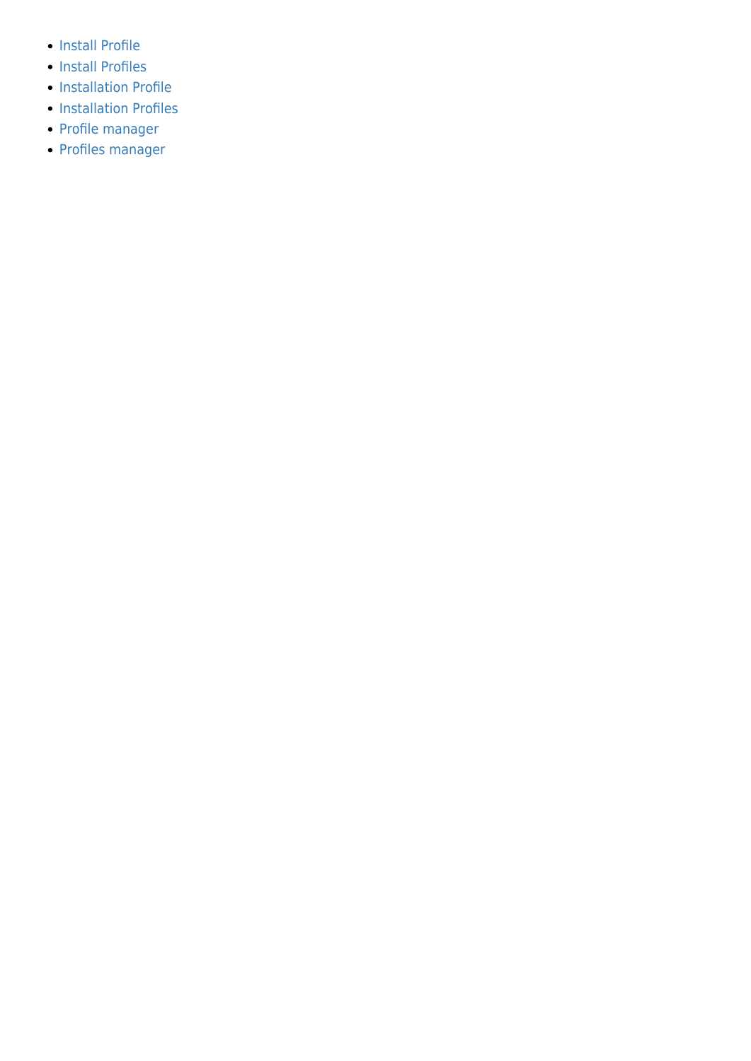- Install Profile
- Install Profiles
- Installation Profile
- Installation Profiles
- Profile manager
- Profiles manager